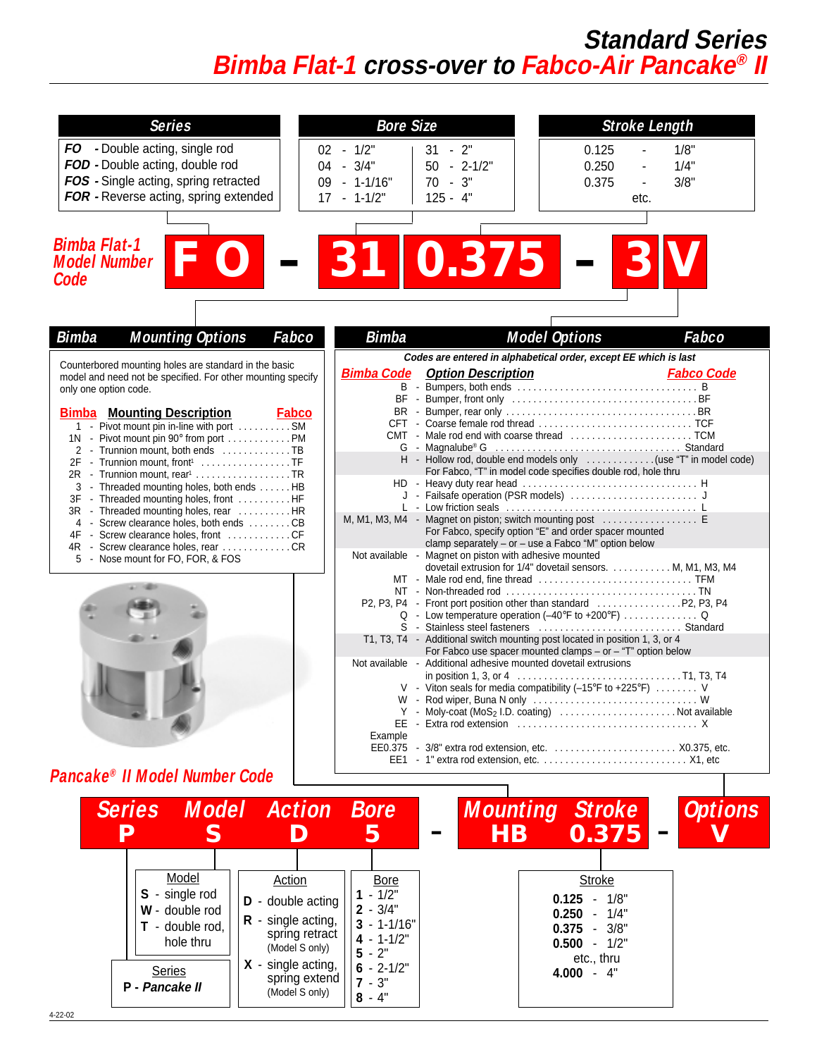# Standard Series

## Bimba Flat-1 cross-over to Fabco-Air Pancake® II

### Series

- **FO** - Double acting, single rod
- **FOD** - Double acting, double rod
- **FOS** - Single acting, spring retracted
- **FOR** - Reverse acting, spring extended

### Bore Size

| | | | |
|---|---|---|---|
| 02 | 1/2" | 31 | 2" |
| 04 | 3/4" | 50 | 2-1/2" |
| 09 | 1-1/16" | 70 | 3" |
| 17 | 1-1/2" | 125 | 4" |

### Stroke Length

| | |
|---|---|
| 0.125 | 1/8" |
| 0.250 | 1/4" |
| 0.375 | 3/8" |
| etc. | |

### Bimba Flat-1 Model Number Code

**F O - 31 0.375 - 3 V**

### Mounting Options

Counterbored mounting holes are standard in the basic model and need not be specified. For other mounting specify only one option code.

| Bimba | Mounting Description | Fabco |
|---|---|---|
| 1 | Pivot mount pin in-line with port | SM |
| 1N | Pivot mount pin 90° from port | PM |
| 2 | Trunnion mount, both ends | TB |
| 2F | Trunnion mount, front[1] | TF |
| 2R | Trunnion mount, rear[1] | TR |
| 3 | Threaded mounting holes, both ends | HB |
| 3F | Threaded mounting holes, front | HF |
| 3R | Threaded mounting holes, rear | HR |
| 4 | Screw clearance holes, both ends | CB |
| 4F | Screw clearance holes, front | CF |
| 4R | Screw clearance holes, rear | CR |
| 5 | Nose mount for FO, FOR, & FOS | |

### Model Options

*Codes are entered in alphabetical order, except EE which is last*

| Bimba Code | Option Description | Fabco Code |
|---|---|---|
| B | Bumpers, both ends | B |
| BF | Bumper, front only | BF |
| BR | Bumper, rear only | BR |
| CFT | Coarse female rod thread | TCF |
| CMT | Male rod end with coarse thread | TCM |
| G | Magnalube® G | Standard |
| H | Hollow rod, double end models only. For Fabco, "T" in model code specifies double rod, hole thru | (use "T" in model code) |
| HD | Heavy duty rear head | H |
| J | Failsafe operation (PSR models) | J |
| L | Low friction seals | L |
| M, M1, M3, M4 | Magnet on piston; switch mounting post. For Fabco, specify option "E" and order spacer mounted clamp separately – or – use a Fabco "M" option below | E |
| Not available | Magnet on piston with adhesive mounted dovetail extrusion for 1/4" dovetail sensors. | M, M1, M3, M4 |
| MT | Male rod end, fine thread | TFM |
| NT | Non-threaded rod | TN |
| P2, P3, P4 | Front port position other than standard | P2, P3, P4 |
| Q | Low temperature operation (–40°F to +200°F) | Q |
| S | Stainless steel fasteners | Standard |
| T1, T3, T4 | Additional switch mounting post located in position 1, 3, or 4. For Fabco use spacer mounted clamps – or – "T" option below | |
| Not available | Additional adhesive mounted dovetail extrusions in position 1, 3, or 4 | T1, T3, T4 |
| V | Viton seals for media compatibility (–15°F to +225°F) | V |
| W | Rod wiper, Buna N only | W |
| Y | Moly-coat ($MoS_2$ I.D. coating) | Not available |
| EE | Extra rod extension | X |
| Example EE0.375 | 3/8" extra rod extension, etc. | X0.375, etc. |
| EE1 | 1" extra rod extension, etc. | X1, etc |

### Pancake® II Model Number Code

| Series | Model | Action | Bore | | Mounting | Stroke | | Options |
|---|---|---|---|---|---|---|---|---|
| P | S | D | 5 | - | HB | 0.375 | - | V |

**Model**
- **S** - single rod
- **W** - double rod
- **T** - double rod, hole thru

**Series**
- **P** - *Pancake II*

**Action**
- **D** - double acting
- **R** - single acting, spring retract (Model S only)
- **X** - single acting, spring extend (Model S only)

**Bore**
- **1** - 1/2"
- **2** - 3/4"
- **3** - 1-1/16"
- **4** - 1-1/2"
- **5** - 2"
- **6** - 2-1/2"
- **7** - 3"
- **8** - 4"

**Stroke**
- **0.125** - 1/8"
- **0.250** - 1/4"
- **0.375** - 3/8"
- **0.500** - 1/2"
- etc., thru
- **4.000** - 4"

4-22-02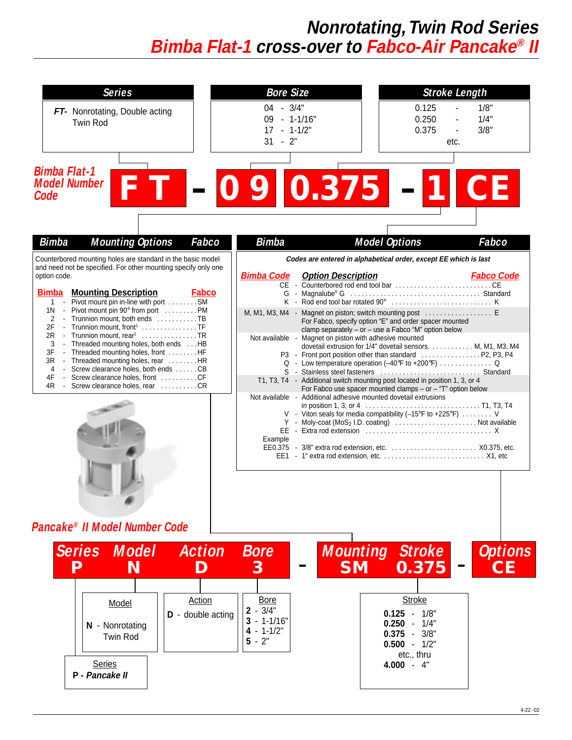# Nonrotating, Twin Rod Series
## Bimba Flat-1 cross-over to Fabco-Air Pancake® II

| Series | Bore Size | Stroke Length |
|---|---|---|
| **FT-** Nonrotating, Double acting Twin Rod | 04 - 3/4"<br>09 - 1-1/16"<br>17 - 1-1/2"<br>31 - 2" | 0.125 - 1/8"<br>0.250 - 1/4"<br>0.375 - 3/8"<br>etc. |

### Bimba Flat-1 Model Number Code

**F T - 0 9 0.375 - 1 CE**

### Mounting Options (Bimba / Fabco)

Counterbored mounting holes are standard in the basic model and need not be specified. For other mounting specify only one option code.

| Bimba | Mounting Description | Fabco |
|---|---|---|
| 1 | Pivot mount pin in-line with port | SM |
| 1N | Pivot mount pin 90° from port | PM |
| 2 | Trunnion mount, both ends | TB |
| 2F | Trunnion mount, front[1] | TF |
| 2R | Trunnion mount, rear[1] | TR |
| 3 | Threaded mounting holes, both ends | HB |
| 3F | Threaded mounting holes, front | HF |
| 3R | Threaded mounting holes, rear | HR |
| 4 | Screw clearance holes, both ends | CB |
| 4F | Screw clearance holes, front | CF |
| 4R | Screw clearance holes, rear | CR |

### Model Options (Bimba / Fabco)

*Codes are entered in alphabetical order, except EE which is last*

| Bimba Code | Option Description | Fabco Code |
|---|---|---|
| CE | Counterbored rod end tool bar | CE |
| G | Magnalube® G | Standard |
| K | Rod end tool bar rotated 90° | K |
| M, M1, M3, M4 | Magnet on piston; switch mounting post. For Fabco, specify option "E" and order spacer mounted clamp separately – or – use a Fabco "M" option below | E |
| Not available | Magnet on piston with adhesive mounted dovetail extrusion for 1/4" dovetail sensors. | M, M1, M3, M4 |
| P3 | Front port position other than standard | P2, P3, P4 |
| Q | Low temperature operation (–40°F to +200°F) | Q |
| S | Stainless steel fasteners | Standard |
| T1, T3, T4 | Additional switch mounting post located in position 1, 3, or 4. For Fabco use spacer mounted clamps – or – "T" option below | |
| Not available | Additional adhesive mounted dovetail extrusions in position 1, 3, or 4 | T1, T3, T4 |
| V | Viton seals for media compatibility (–15°F to +225°F) | V |
| Y | Moly-coat ($MoS_2$ I.D. coating) | Not available |
| EE | Extra rod extension | X |
| Example | | |
| EE0.375 | 3/8" extra rod extension, etc. | X0.375, etc. |
| EE1 | 1" extra rod extension, etc. | X1, etc |

### Pancake® II Model Number Code

| Series | Model | Action | Bore | - | Mounting | Stroke | - | Options |
|---|---|---|---|---|---|---|---|---|
| P | N | D | 3 | - | SM | 0.375 | - | CE |

**Series**
P - *Pancake II*

**Model**
**N** - Nonrotating Twin Rod

**Action**
**D** - double acting

**Bore**
**2** - 3/4"
**3** - 1-1/16"
**4** - 1-1/2"
**5** - 2"

**Stroke**
**0.125** - 1/8"
**0.250** - 1/4"
**0.375** - 3/8"
**0.500** - 1/2"
etc., thru
**4.000** - 4"

4-22 -02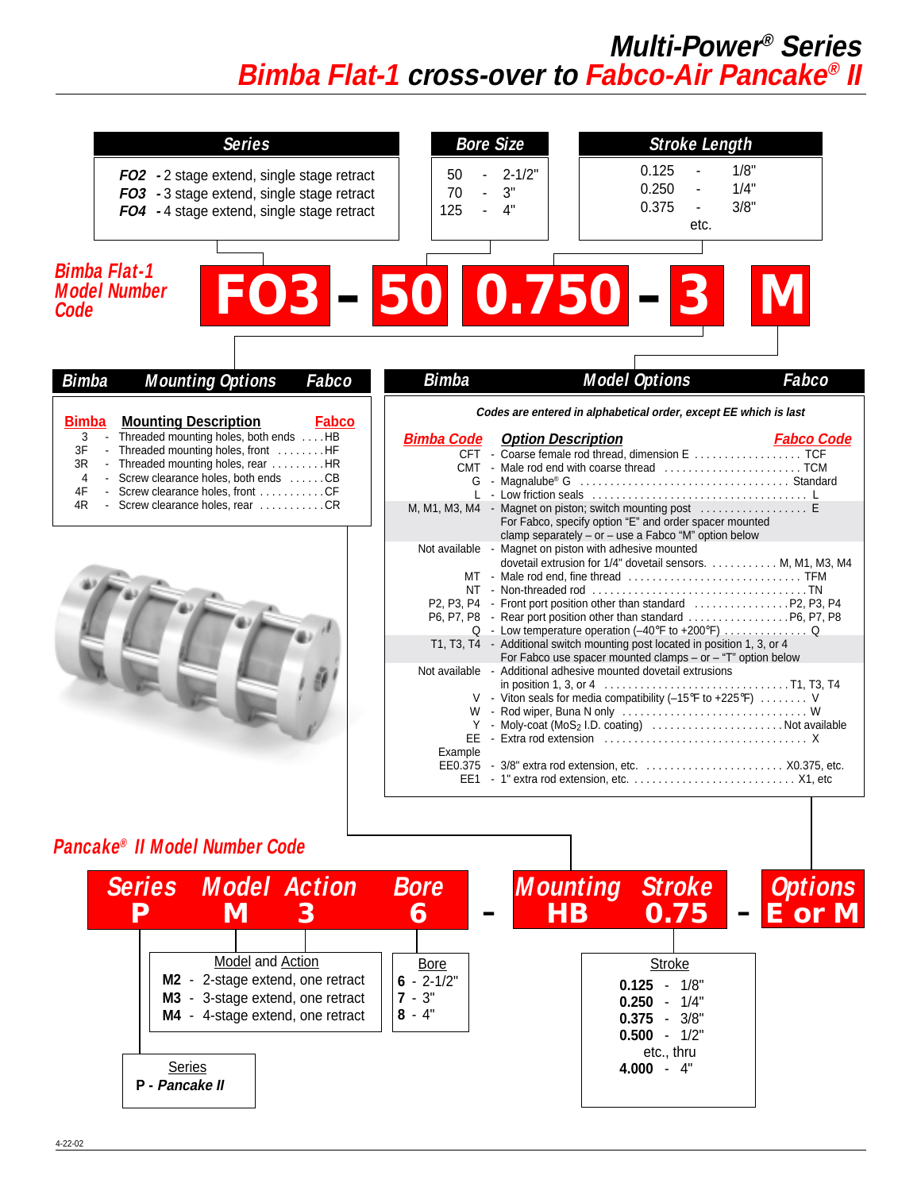# Multi-Power® Series
## Bimba Flat-1 cross-over to Fabco-Air Pancake® II

### Series

- **FO2** - 2 stage extend, single stage retract
- **FO3** - 3 stage extend, single stage retract
- **FO4** - 4 stage extend, single stage retract

### Bore Size

| | | |
|---|---|---|
| 50 | - | 2-1/2" |
| 70 | - | 3" |
| 125 | - | 4" |

### Stroke Length

| | | |
|---|---|---|
| 0.125 | - | 1/8" |
| 0.250 | - | 1/4" |
| 0.375 | - | 3/8" |
| etc. | | |

### Bimba Flat-1 Model Number Code

**FO3 - 50 0.750 - 3 M**

### Bimba Mounting Options Fabco

| Bimba | Mounting Description | Fabco |
|---|---|---|
| 3 | Threaded mounting holes, both ends | HB |
| 3F | Threaded mounting holes, front | HF |
| 3R | Threaded mounting holes, rear | HR |
| 4 | Screw clearance holes, both ends | CB |
| 4F | Screw clearance holes, front | CF |
| 4R | Screw clearance holes, rear | CR |

### Bimba Model Options Fabco

*Codes are entered in alphabetical order, except EE which is last*

| Bimba Code | Option Description | Fabco Code |
|---|---|---|
| CFT | Coarse female rod thread, dimension E | TCF |
| CMT | Male rod end with coarse thread | TCM |
| G | Magnalube® G | Standard |
| L | Low friction seals | L |
| M, M1, M3, M4 | Magnet on piston; switch mounting post. For Fabco, specify option "E" and order spacer mounted clamp separately – or – use a Fabco "M" option below | E |
| Not available | Magnet on piston with adhesive mounted dovetail extrusion for 1/4" dovetail sensors. | M, M1, M3, M4 |
| MT | Male rod end, fine thread | TFM |
| NT | Non-threaded rod | TN |
| P2, P3, P4 | Front port position other than standard | P2, P3, P4 |
| P6, P7, P8 | Rear port position other than standard | P6, P7, P8 |
| Q | Low temperature operation (–40°F to +200°F) | Q |
| T1, T3, T4 | Additional switch mounting post located in position 1, 3, or 4. For Fabco use spacer mounted clamps – or – "T" option below | |
| Not available | Additional adhesive mounted dovetail extrusions in position 1, 3, or 4 | T1, T3, T4 |
| V | Viton seals for media compatibility (–15°F to +225°F) | V |
| W | Rod wiper, Buna N only | W |
| Y | Moly-coat ($MoS_2$ I.D. coating) | Not available |
| EE | Extra rod extension | X |
| Example | | |
| EE0.375 | 3/8" extra rod extension, etc. | X0.375, etc. |
| EE1 | 1" extra rod extension, etc. | X1, etc |

### Pancake® II Model Number Code

| Series | Model | Action | Bore | - | Mounting | Stroke | - | Options |
|---|---|---|---|---|---|---|---|---|
| P | M | 3 | 6 | - | HB | 0.75 | - | E or M |

**Model and Action**

- **M2** - 2-stage extend, one retract
- **M3** - 3-stage extend, one retract
- **M4** - 4-stage extend, one retract

**Bore**

- **6** - 2-1/2"
- **7** - 3"
- **8** - 4"

**Series**

- **P** - *Pancake II*

**Stroke**

| | | |
|---|---|---|
| **0.125** | - | 1/8" |
| **0.250** | - | 1/4" |
| **0.375** | - | 3/8" |
| **0.500** | - | 1/2" |
| etc., thru | | |
| **4.000** | - | 4" |

4-22-02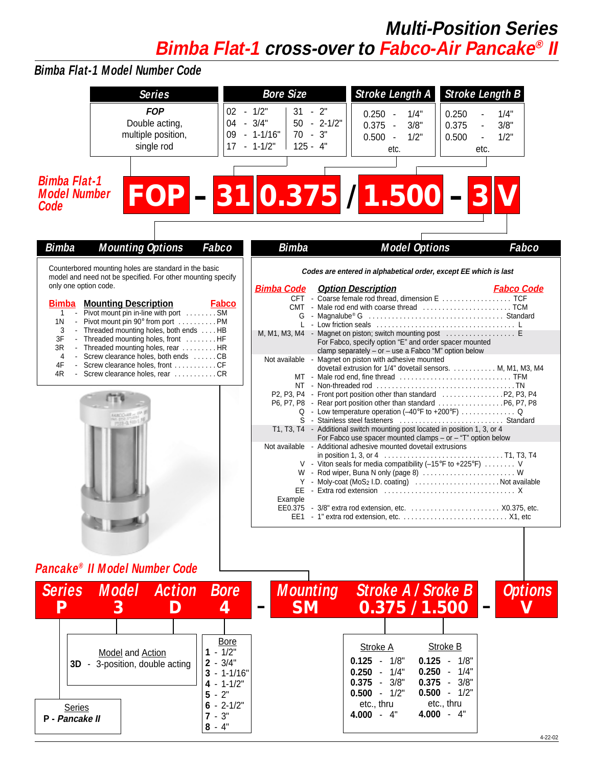# Multi-Position Series

## Bimba Flat-1 cross-over to Fabco-Air Pancake® II

### Bimba Flat-1 Model Number Code

| Series | Bore Size | Stroke Length A | Stroke Length B |
|---|---|---|---|
| **FOP** Double acting, multiple position, single rod | 02 - 1/2", 04 - 3/4", 09 - 1-1/16", 17 - 1-1/2", 31 - 2", 50 - 2-1/2", 70 - 3", 125 - 4" | 0.250 - 1/4", 0.375 - 3/8", 0.500 - 1/2", etc. | 0.250 - 1/4", 0.375 - 3/8", 0.500 - 1/2", etc. |

**Bimba Flat-1 Model Number Code**

**FOP - 31 0.375 / 1.500 - 3 V**

### Bimba — Mounting Options — Fabco

Counterbored mounting holes are standard in the basic model and need not be specified. For other mounting specify only one option code.

| Bimba | Mounting Description | Fabco |
|---|---|---|
| 1 | Pivot mount pin in-line with port | SM |
| 1N | Pivot mount pin 90° from port | PM |
| 3 | Threaded mounting holes, both ends | HB |
| 3F | Threaded mounting holes, front | HF |
| 3R | Threaded mounting holes, rear | HR |
| 4 | Screw clearance holes, both ends | CB |
| 4F | Screw clearance holes, front | CF |
| 4R | Screw clearance holes, rear | CR |

### Bimba — Model Options — Fabco

*Codes are entered in alphabetical order, except EE which is last*

| Bimba Code | Option Description | Fabco Code |
|---|---|---|
| CFT | Coarse female rod thread, dimension E | TCF |
| CMT | Male rod end with coarse thread | TCM |
| G | Magnalube® G | Standard |
| L | Low friction seals | L |
| M, M1, M3, M4 | Magnet on piston; switch mounting post. For Fabco, specify option "E" and order spacer mounted clamp separately – or – use a Fabco "M" option below | E |
| Not available | Magnet on piston with adhesive mounted dovetail extrusion for 1/4" dovetail sensors. | M, M1, M3, M4 |
| MT | Male rod end, fine thread | TFM |
| NT | Non-threaded rod | TN |
| P2, P3, P4 | Front port position other than standard | P2, P3, P4 |
| P6, P7, P8 | Rear port position other than standard | P6, P7, P8 |
| Q | Low temperature operation (–40°F to +200°F) | Q |
| S | Stainless steel fasteners | Standard |
| T1, T3, T4 | Additional switch mounting post located in position 1, 3, or 4. For Fabco use spacer mounted clamps – or – "T" option below | |
| Not available | Additional adhesive mounted dovetail extrusions in position 1, 3, or 4 | T1, T3, T4 |
| V | Viton seals for media compatibility (–15°F to +225°F) | V |
| W | Rod wiper, Buna N only (page 8) | W |
| Y | Moly-coat ($MoS_2$ I.D. coating) | Not available |
| EE | Extra rod extension | X |
| Example | | |
| EE0.375 | 3/8" extra rod extension, etc. | X0.375, etc. |
| EE1 | 1" extra rod extension, etc. | X1, etc |

### Pancake® II Model Number Code

| Series | Model | Action | Bore | - | Mounting | Stroke A / Stroke B | - | Options |
|---|---|---|---|---|---|---|---|---|
| P | 3 | D | 4 | - | SM | 0.375 / 1.500 | - | V |

**Series**
P - *Pancake II*

**Model and Action**
3D - 3-position, double acting

**Bore**
1 - 1/2"
2 - 3/4"
3 - 1-1/16"
4 - 1-1/2"
5 - 2"
6 - 2-1/2"
7 - 3"
8 - 4"

| Stroke A | Stroke B |
|---|---|
| **0.125** - 1/8" | **0.125** - 1/8" |
| **0.250** - 1/4" | **0.250** - 1/4" |
| **0.375** - 3/8" | **0.375** - 3/8" |
| **0.500** - 1/2" | **0.500** - 1/2" |
| etc., thru | etc., thru |
| **4.000** - 4" | **4.000** - 4" |

4-22-02